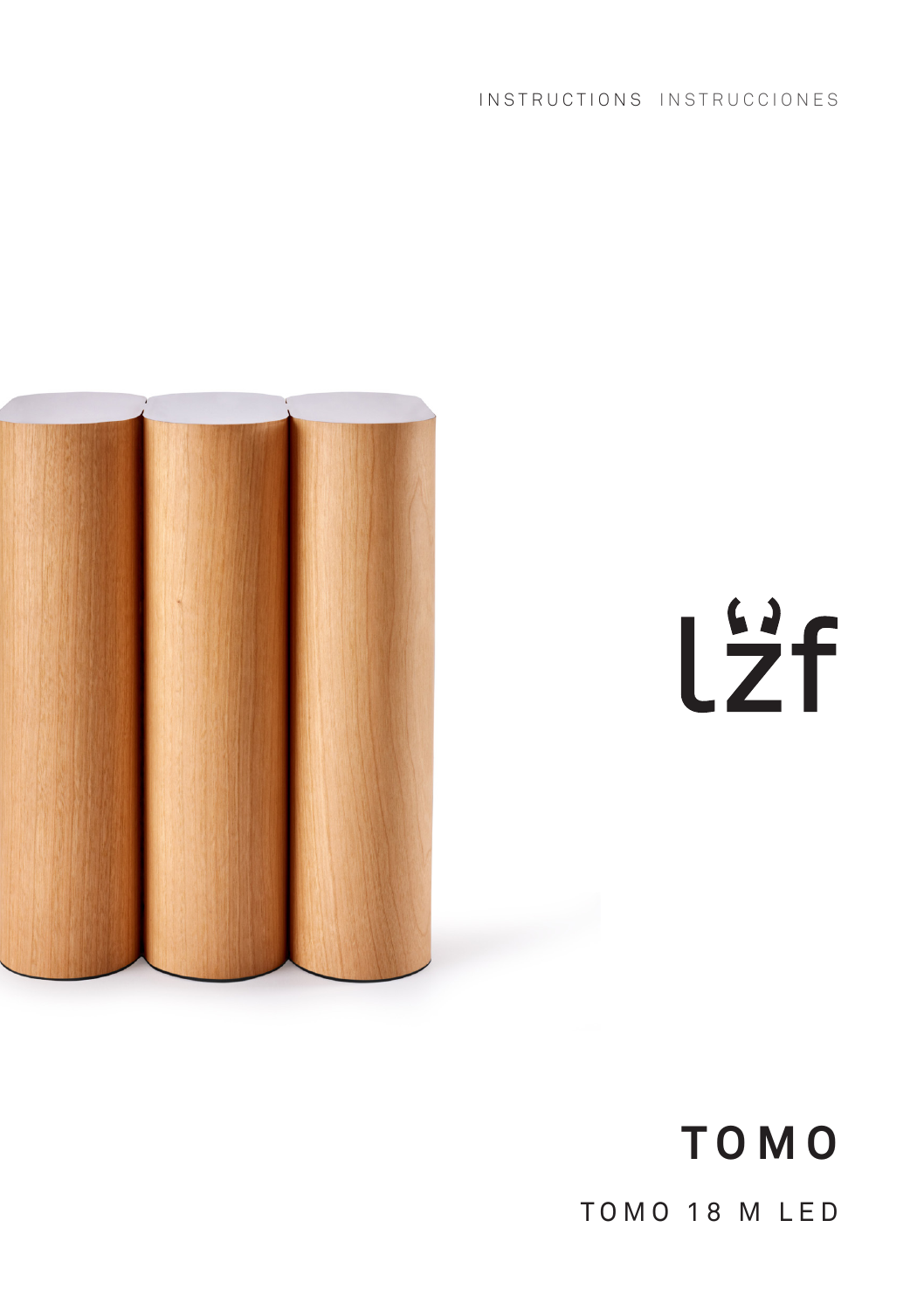INSTRUCTIONS INSTRUCCIONES

lzf

# TOMO

TOMO 18 M LED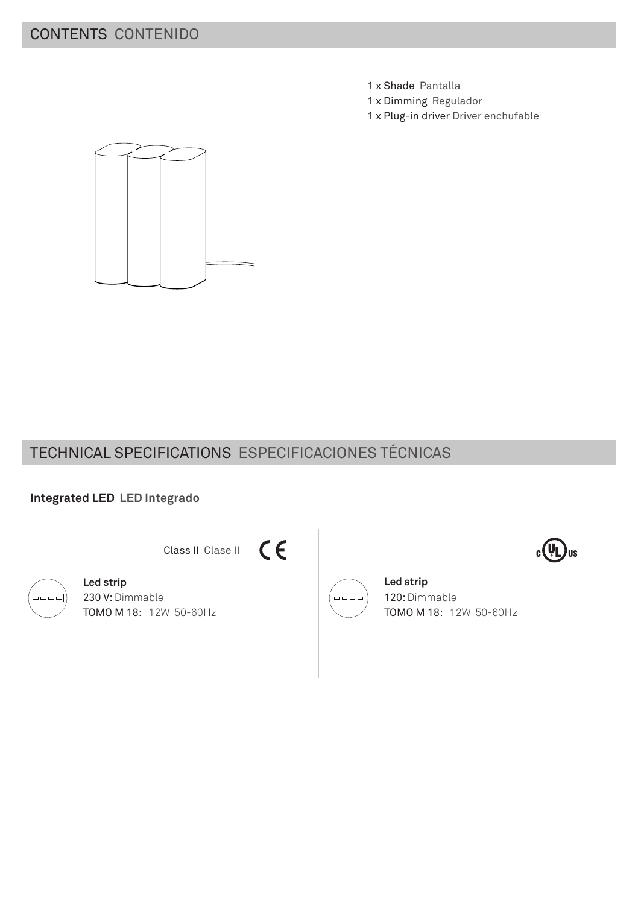## CONTENTS CONTENIDO

1 x Shade Pantalla
1 x Dimming Regulador
1 x Plug-in driver Driver enchufable

## TECHNICAL SPECIFICATIONS ESPECIFICACIONES TÉCNICAS

**Integrated LED LED Integrado**

Class II Clase II CE

**Led strip**
230 V: Dimmable
TOMO M 18: 12W 50-60Hz

cULus

**Led strip**
120: Dimmable
TOMO M 18: 12W 50-60Hz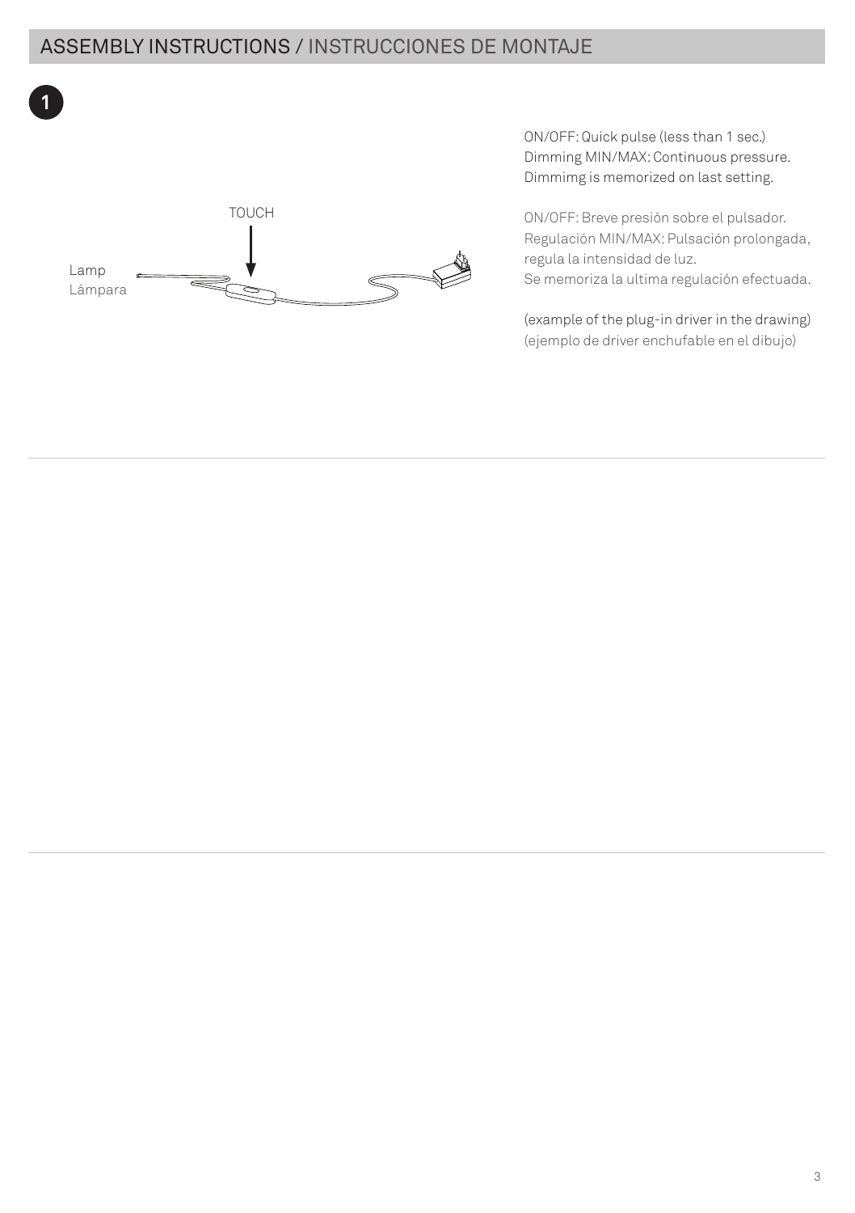## ASSEMBLY INSTRUCTIONS / INSTRUCCIONES DE MONTAJE

**1**

TOUCH

Lamp
Lámpara

ON/OFF: Quick pulse (less than 1 sec.)
Dimming MIN/MAX: Continuous pressure.
Dimmimg is memorized on last setting.

ON/OFF: Breve presión sobre el pulsador.
Regulación MIN/MAX: Pulsación prolongada, regula la intensidad de luz.
Se memoriza la ultima regulación efectuada.

(example of the plug-in driver in the drawing)
(ejemplo de driver enchufable en el dibujo)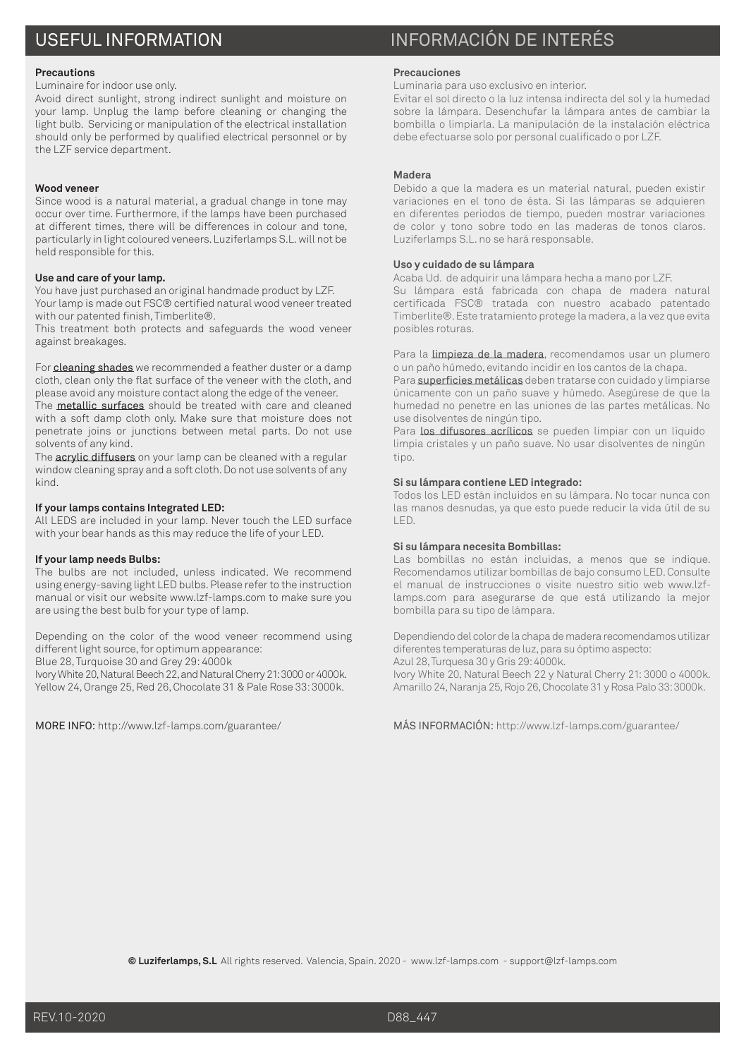## USEFUL INFORMATION

**Precautions**

Luminaire for indoor use only.

Avoid direct sunlight, strong indirect sunlight and moisture on your lamp. Unplug the lamp before cleaning or changing the light bulb. Servicing or manipulation of the electrical installation should only be performed by qualified electrical personnel or by the LZF service department.

**Wood veneer**

Since wood is a natural material, a gradual change in tone may occur over time. Furthermore, if the lamps have been purchased at different times, there will be differences in colour and tone, particularly in light coloured veneers. Luziferlamps S.L. will not be held responsible for this.

**Use and care of your lamp.**

You have just purchased an original handmade product by LZF.

Your lamp is made out FSC® certified natural wood veneer treated with our patented finish, Timberlite®.

This treatment both protects and safeguards the wood veneer against breakages.

For cleaning shades we recommended a feather duster or a damp cloth, clean only the flat surface of the veneer with the cloth, and please avoid any moisture contact along the edge of the veneer.

The metallic surfaces should be treated with care and cleaned with a soft damp cloth only. Make sure that moisture does not penetrate joins or junctions between metal parts. Do not use solvents of any kind.

The acrylic diffusers on your lamp can be cleaned with a regular window cleaning spray and a soft cloth. Do not use solvents of any kind.

**If your lamps contains Integrated LED:**

All LEDS are included in your lamp. Never touch the LED surface with your bear hands as this may reduce the life of your LED.

**If your lamp needs Bulbs:**

The bulbs are not included, unless indicated. We recommend using energy-saving light LED bulbs. Please refer to the instruction manual or visit our website www.lzf-lamps.com to make sure you are using the best bulb for your type of lamp.

Depending on the color of the wood veneer recommend using different light source, for optimum appearance:

Blue 28, Turquoise 30 and Grey 29: 4000k

Ivory White 20, Natural Beech 22, and Natural Cherry 21: 3000 or 4000k.

Yellow 24, Orange 25, Red 26, Chocolate 31 & Pale Rose 33: 3000k.

MORE INFO: http://www.lzf-lamps.com/guarantee/

## INFORMACIÓN DE INTERÉS

**Precauciones**

Luminaria para uso exclusivo en interior.

Evitar el sol directo o la luz intensa indirecta del sol y la humedad sobre la lámpara. Desenchufar la lámpara antes de cambiar la bombilla o limpiarla. La manipulación de la instalación eléctrica debe efectuarse solo por personal cualificado o por LZF.

**Madera**

Debido a que la madera es un material natural, pueden existir variaciones en el tono de ésta. Si las lámparas se adquieren en diferentes periodos de tiempo, pueden mostrar variaciones de color y tono sobre todo en las maderas de tonos claros. Luziferlamps S.L. no se hará responsable.

**Uso y cuidado de su lámpara**

Acaba Ud. de adquirir una lámpara hecha a mano por LZF.

Su lámpara está fabricada con chapa de madera natural certificada FSC® tratada con nuestro acabado patentado Timberlite®. Este tratamiento protege la madera, a la vez que evita posibles roturas.

Para la limpieza de la madera, recomendamos usar un plumero o un paño húmedo, evitando incidir en los cantos de la chapa.

Para superficies metálicas deben tratarse con cuidado y limpiarse únicamente con un paño suave y húmedo. Asegúrese de que la humedad no penetre en las uniones de las partes metálicas. No use disolventes de ningún tipo.

Para los difusores acrílicos se pueden limpiar con un líquido limpia cristales y un paño suave. No usar disolventes de ningún tipo.

**Si su lámpara contiene LED integrado:**

Todos los LED están incluidos en su lámpara. No tocar nunca con las manos desnudas, ya que esto puede reducir la vida útil de su LED.

**Si su lámpara necesita Bombillas:**

Las bombillas no están incluidas, a menos que se indique. Recomendamos utilizar bombillas de bajo consumo LED. Consulte el manual de instrucciones o visite nuestro sitio web www.lzf-lamps.com para asegurarse de que está utilizando la mejor bombilla para su tipo de lámpara.

Dependiendo del color de la chapa de madera recomendamos utilizar diferentes temperaturas de luz, para su óptimo aspecto:

Azul 28, Turquesa 30 y Gris 29: 4000k.

Ivory White 20, Natural Beech 22 y Natural Cherry 21: 3000 o 4000k.

Amarillo 24, Naranja 25, Rojo 26, Chocolate 31 y Rosa Palo 33: 3000k.

MÁS INFORMACIÓN: http://www.lzf-lamps.com/guarantee/

**© Luziferlamps, S.L** All rights reserved. Valencia, Spain. 2020 - www.lzf-lamps.com - support@lzf-lamps.com

REV.10-2020

D88_447